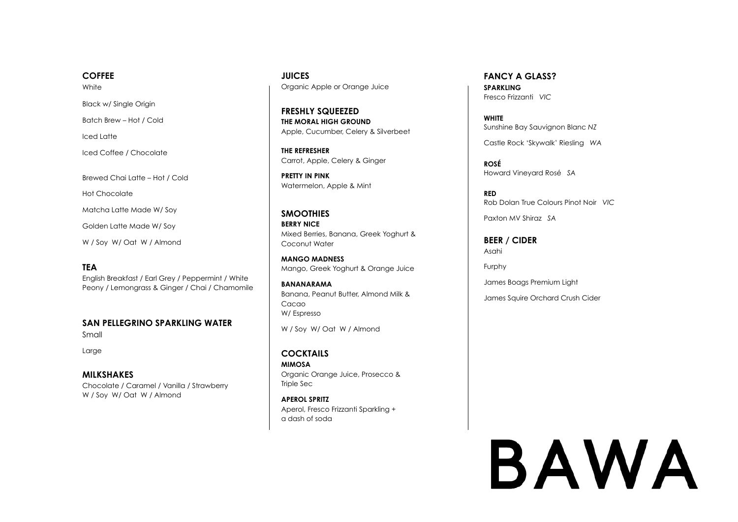## COFFEE

White

Black w/ Single Origin

Batch Brew – Hot / Cold

Iced Latte

Iced Coffee / Chocolate

Brewed Chai Latte – Hot / Cold

Hot Chocolate

Matcha Latte Made W/ Soy

Golden Latte Made W/ Soy

W / Soy W/ Oat W / Almond

## TEA

English Breakfast / Earl Grey / Peppermint / White Peony / Lemongrass & Ginger / Chai / Chamomile

## SAN PELLEGRINO SPARKLING WATER

Small

Large

## MILKSHAKES

Chocolate / Caramel / Vanilla / Strawberry
W / Soy W/ Oat W / Almond

## JUICES

Organic Apple or Orange Juice

## FRESHLY SQUEEZED

**THE MORAL HIGH GROUND**
Apple, Cucumber, Celery & Silverbeet

**THE REFRESHER**
Carrot, Apple, Celery & Ginger

**PRETTY IN PINK**
Watermelon, Apple & Mint

## SMOOTHIES

**BERRY NICE**
Mixed Berries, Banana, Greek Yoghurt & Coconut Water

**MANGO MADNESS**
Mango, Greek Yoghurt & Orange Juice

**BANANARAMA**
Banana, Peanut Butter, Almond Milk & Cacao
W/ Espresso

W / Soy W/ Oat W / Almond

## COCKTAILS

**MIMOSA**
Organic Orange Juice, Prosecco & Triple Sec

**APEROL SPRITZ**
Aperol, Fresco Frizzanti Sparkling + a dash of soda

## FANCY A GLASS?

**SPARKLING**
Fresco Frizzanti *VIC*

**WHITE**
Sunshine Bay Sauvignon Blanc *NZ*

Castle Rock 'Skywalk' Riesling *WA*

**ROSÉ**
Howard Vineyard Rosé *SA*

**RED**
Rob Dolan True Colours Pinot Noir *VIC*

Paxton MV Shiraz *SA*

## BEER / CIDER

Asahi

Furphy

James Boags Premium Light

James Squire Orchard Crush Cider

# BAWA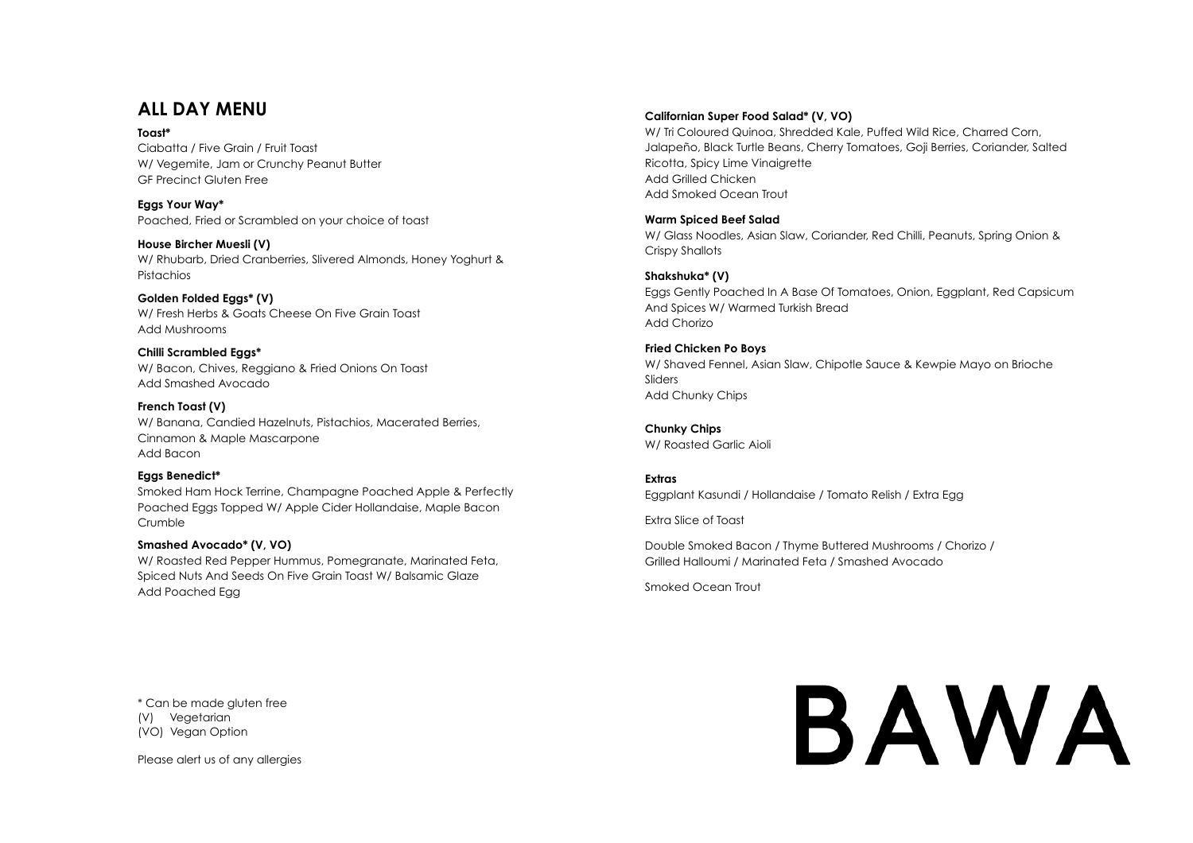## ALL DAY MENU

**Toast***
Ciabatta / Five Grain / Fruit Toast
W/ Vegemite, Jam or Crunchy Peanut Butter
GF Precinct Gluten Free

**Eggs Your Way***
Poached, Fried or Scrambled on your choice of toast

**House Bircher Muesli (V)**
W/ Rhubarb, Dried Cranberries, Slivered Almonds, Honey Yoghurt & Pistachios

**Golden Folded Eggs* (V)**
W/ Fresh Herbs & Goats Cheese On Five Grain Toast
Add Mushrooms

**Chilli Scrambled Eggs***
W/ Bacon, Chives, Reggiano & Fried Onions On Toast
Add Smashed Avocado

**French Toast (V)**
W/ Banana, Candied Hazelnuts, Pistachios, Macerated Berries, Cinnamon & Maple Mascarpone
Add Bacon

**Eggs Benedict***
Smoked Ham Hock Terrine, Champagne Poached Apple & Perfectly Poached Eggs Topped W/ Apple Cider Hollandaise, Maple Bacon Crumble

**Smashed Avocado* (V, VO)**
W/ Roasted Red Pepper Hummus, Pomegranate, Marinated Feta, Spiced Nuts And Seeds On Five Grain Toast W/ Balsamic Glaze
Add Poached Egg

**Californian Super Food Salad* (V, VO)**
W/ Tri Coloured Quinoa, Shredded Kale, Puffed Wild Rice, Charred Corn, Jalapeño, Black Turtle Beans, Cherry Tomatoes, Goji Berries, Coriander, Salted Ricotta, Spicy Lime Vinaigrette
Add Grilled Chicken
Add Smoked Ocean Trout

**Warm Spiced Beef Salad**
W/ Glass Noodles, Asian Slaw, Coriander, Red Chilli, Peanuts, Spring Onion & Crispy Shallots

**Shakshuka* (V)**
Eggs Gently Poached In A Base Of Tomatoes, Onion, Eggplant, Red Capsicum And Spices W/ Warmed Turkish Bread
Add Chorizo

**Fried Chicken Po Boys**
W/ Shaved Fennel, Asian Slaw, Chipotle Sauce & Kewpie Mayo on Brioche Sliders
Add Chunky Chips

**Chunky Chips**
W/ Roasted Garlic Aioli

**Extras**
Eggplant Kasundi / Hollandaise / Tomato Relish / Extra Egg

Extra Slice of Toast

Double Smoked Bacon / Thyme Buttered Mushrooms / Chorizo / Grilled Halloumi / Marinated Feta / Smashed Avocado

Smoked Ocean Trout

\* Can be made gluten free
(V) Vegetarian
(VO) Vegan Option

Please alert us of any allergies

BAWA